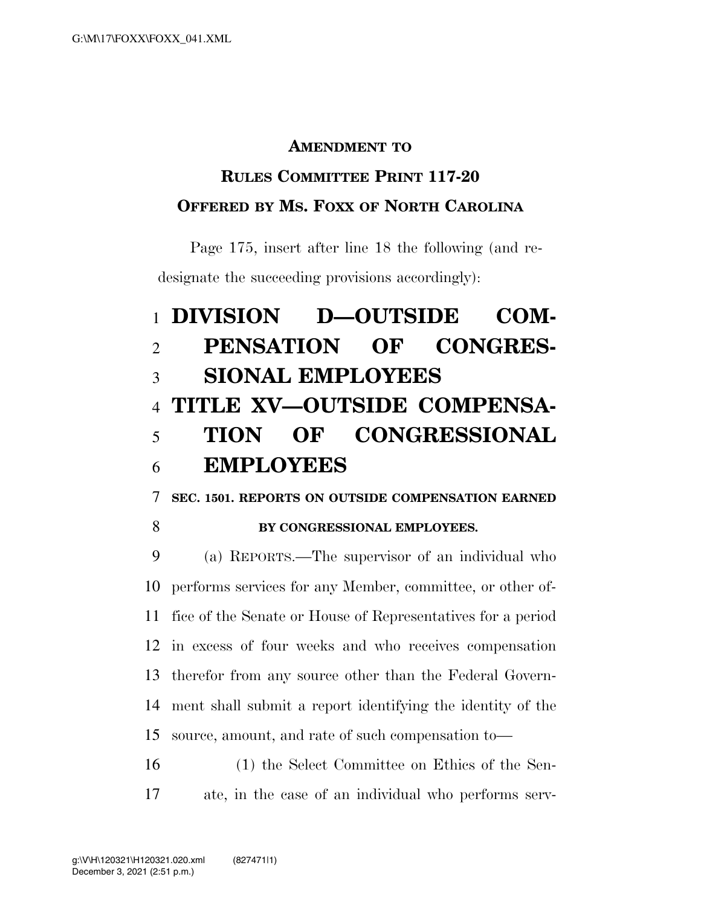**AMENDMENT TO**

**RULES COMMITTEE PRINT 117-20**

**OFFERED BY MS. FOXX OF NORTH CAROLINA**

Page 175, insert after line 18 the following (and redesignate the succeeding provisions accordingly):

# DIVISION D—OUTSIDE COMPENSATION OF CONGRESSIONAL EMPLOYEES

# TITLE XV—OUTSIDE COMPENSATION OF CONGRESSIONAL EMPLOYEES

### SEC. 1501. REPORTS ON OUTSIDE COMPENSATION EARNED BY CONGRESSIONAL EMPLOYEES.

(a) REPORTS.—The supervisor of an individual who performs services for any Member, committee, or other office of the Senate or House of Representatives for a period in excess of four weeks and who receives compensation therefor from any source other than the Federal Government shall submit a report identifying the identity of the source, amount, and rate of such compensation to—

(1) the Select Committee on Ethics of the Senate, in the case of an individual who performs serv-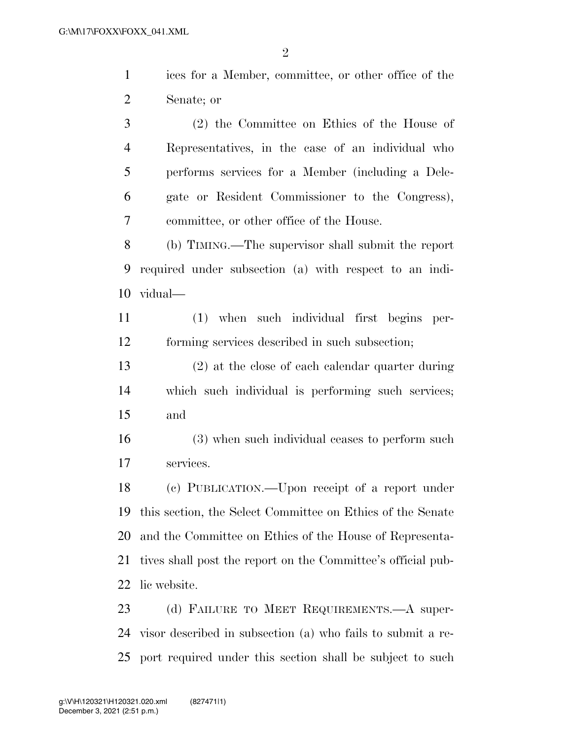ices for a Member, committee, or other office of the Senate; or

(2) the Committee on Ethics of the House of Representatives, in the case of an individual who performs services for a Member (including a Delegate or Resident Commissioner to the Congress), committee, or other office of the House.

(b) TIMING.—The supervisor shall submit the report required under subsection (a) with respect to an individual—

(1) when such individual first begins performing services described in such subsection;

(2) at the close of each calendar quarter during which such individual is performing such services; and

(3) when such individual ceases to perform such services.

(c) PUBLICATION.—Upon receipt of a report under this section, the Select Committee on Ethics of the Senate and the Committee on Ethics of the House of Representatives shall post the report on the Committee's official public website.

(d) FAILURE TO MEET REQUIREMENTS.—A supervisor described in subsection (a) who fails to submit a report required under this section shall be subject to such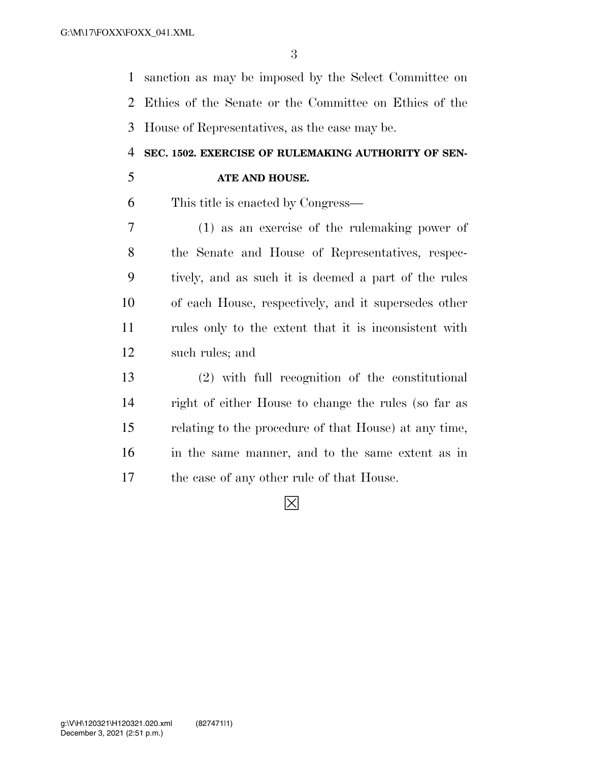sanction as may be imposed by the Select Committee on Ethics of the Senate or the Committee on Ethics of the House of Representatives, as the case may be.

**SEC. 1502. EXERCISE OF RULEMAKING AUTHORITY OF SENATE AND HOUSE.**

This title is enacted by Congress—

(1) as an exercise of the rulemaking power of the Senate and House of Representatives, respectively, and as such it is deemed a part of the rules of each House, respectively, and it supersedes other rules only to the extent that it is inconsistent with such rules; and

(2) with full recognition of the constitutional right of either House to change the rules (so far as relating to the procedure of that House) at any time, in the same manner, and to the same extent as in the case of any other rule of that House.

☒